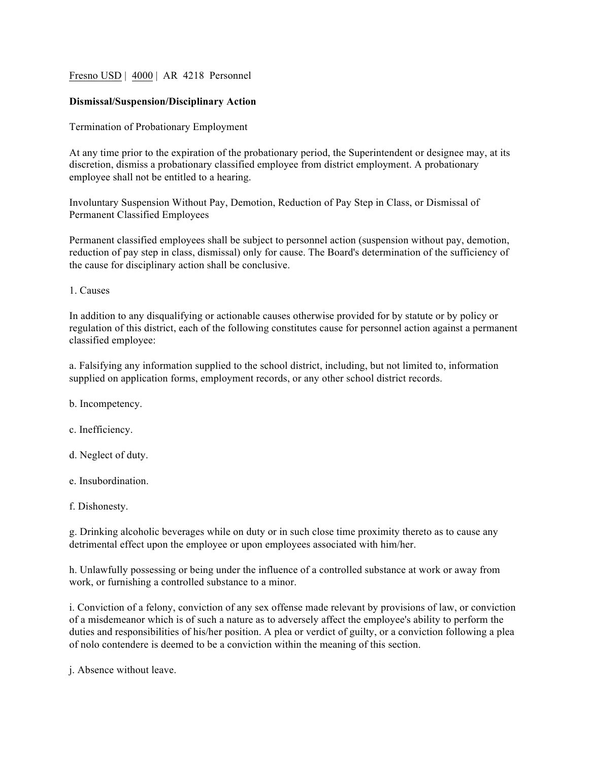Fresno USD | 4000 | AR 4218 Personnel

**Dismissal/Suspension/Disciplinary Action**

Termination of Probationary Employment

At any time prior to the expiration of the probationary period, the Superintendent or designee may, at its discretion, dismiss a probationary classified employee from district employment. A probationary employee shall not be entitled to a hearing.

Involuntary Suspension Without Pay, Demotion, Reduction of Pay Step in Class, or Dismissal of Permanent Classified Employees

Permanent classified employees shall be subject to personnel action (suspension without pay, demotion, reduction of pay step in class, dismissal) only for cause. The Board's determination of the sufficiency of the cause for disciplinary action shall be conclusive.

1. Causes

In addition to any disqualifying or actionable causes otherwise provided for by statute or by policy or regulation of this district, each of the following constitutes cause for personnel action against a permanent classified employee:

a. Falsifying any information supplied to the school district, including, but not limited to, information supplied on application forms, employment records, or any other school district records.

b. Incompetency.

c. Inefficiency.

d. Neglect of duty.

e. Insubordination.

f. Dishonesty.

g. Drinking alcoholic beverages while on duty or in such close time proximity thereto as to cause any detrimental effect upon the employee or upon employees associated with him/her.

h. Unlawfully possessing or being under the influence of a controlled substance at work or away from work, or furnishing a controlled substance to a minor.

i. Conviction of a felony, conviction of any sex offense made relevant by provisions of law, or conviction of a misdemeanor which is of such a nature as to adversely affect the employee's ability to perform the duties and responsibilities of his/her position. A plea or verdict of guilty, or a conviction following a plea of nolo contendere is deemed to be a conviction within the meaning of this section.

j. Absence without leave.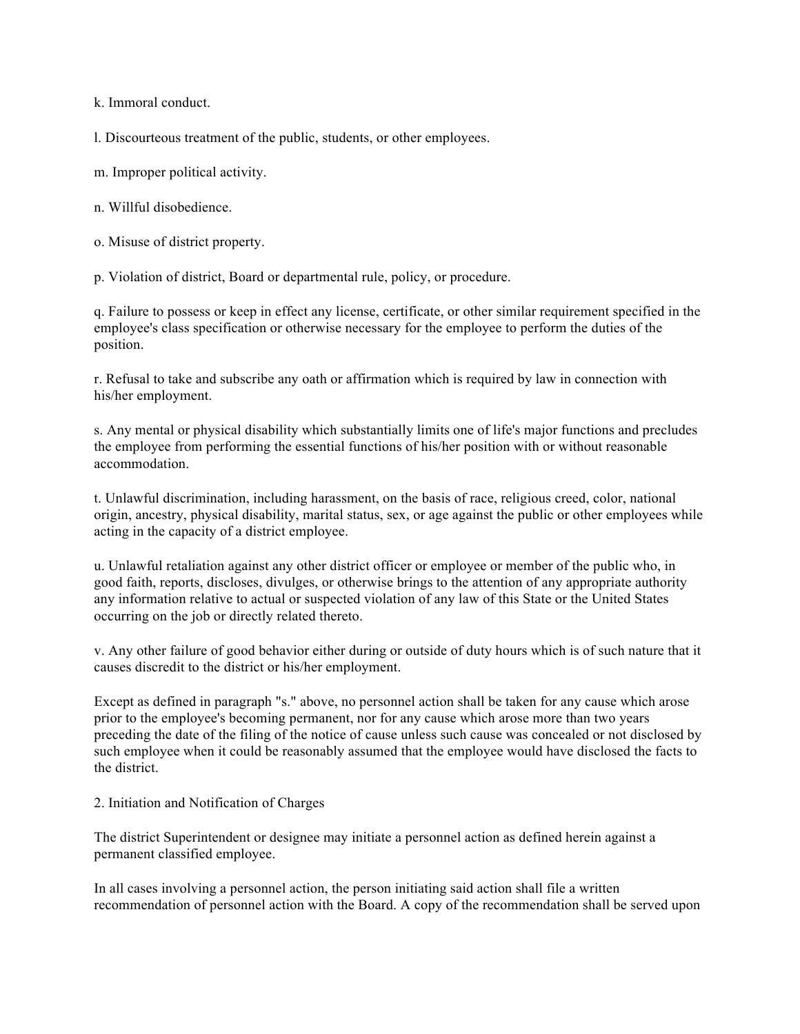k. Immoral conduct.

l. Discourteous treatment of the public, students, or other employees.

m. Improper political activity.

n. Willful disobedience.

o. Misuse of district property.

p. Violation of district, Board or departmental rule, policy, or procedure.

q. Failure to possess or keep in effect any license, certificate, or other similar requirement specified in the employee's class specification or otherwise necessary for the employee to perform the duties of the position.

r. Refusal to take and subscribe any oath or affirmation which is required by law in connection with his/her employment.

s. Any mental or physical disability which substantially limits one of life's major functions and precludes the employee from performing the essential functions of his/her position with or without reasonable accommodation.

t. Unlawful discrimination, including harassment, on the basis of race, religious creed, color, national origin, ancestry, physical disability, marital status, sex, or age against the public or other employees while acting in the capacity of a district employee.

u. Unlawful retaliation against any other district officer or employee or member of the public who, in good faith, reports, discloses, divulges, or otherwise brings to the attention of any appropriate authority any information relative to actual or suspected violation of any law of this State or the United States occurring on the job or directly related thereto.

v. Any other failure of good behavior either during or outside of duty hours which is of such nature that it causes discredit to the district or his/her employment.

Except as defined in paragraph "s." above, no personnel action shall be taken for any cause which arose prior to the employee's becoming permanent, nor for any cause which arose more than two years preceding the date of the filing of the notice of cause unless such cause was concealed or not disclosed by such employee when it could be reasonably assumed that the employee would have disclosed the facts to the district.

2. Initiation and Notification of Charges

The district Superintendent or designee may initiate a personnel action as defined herein against a permanent classified employee.

In all cases involving a personnel action, the person initiating said action shall file a written recommendation of personnel action with the Board. A copy of the recommendation shall be served upon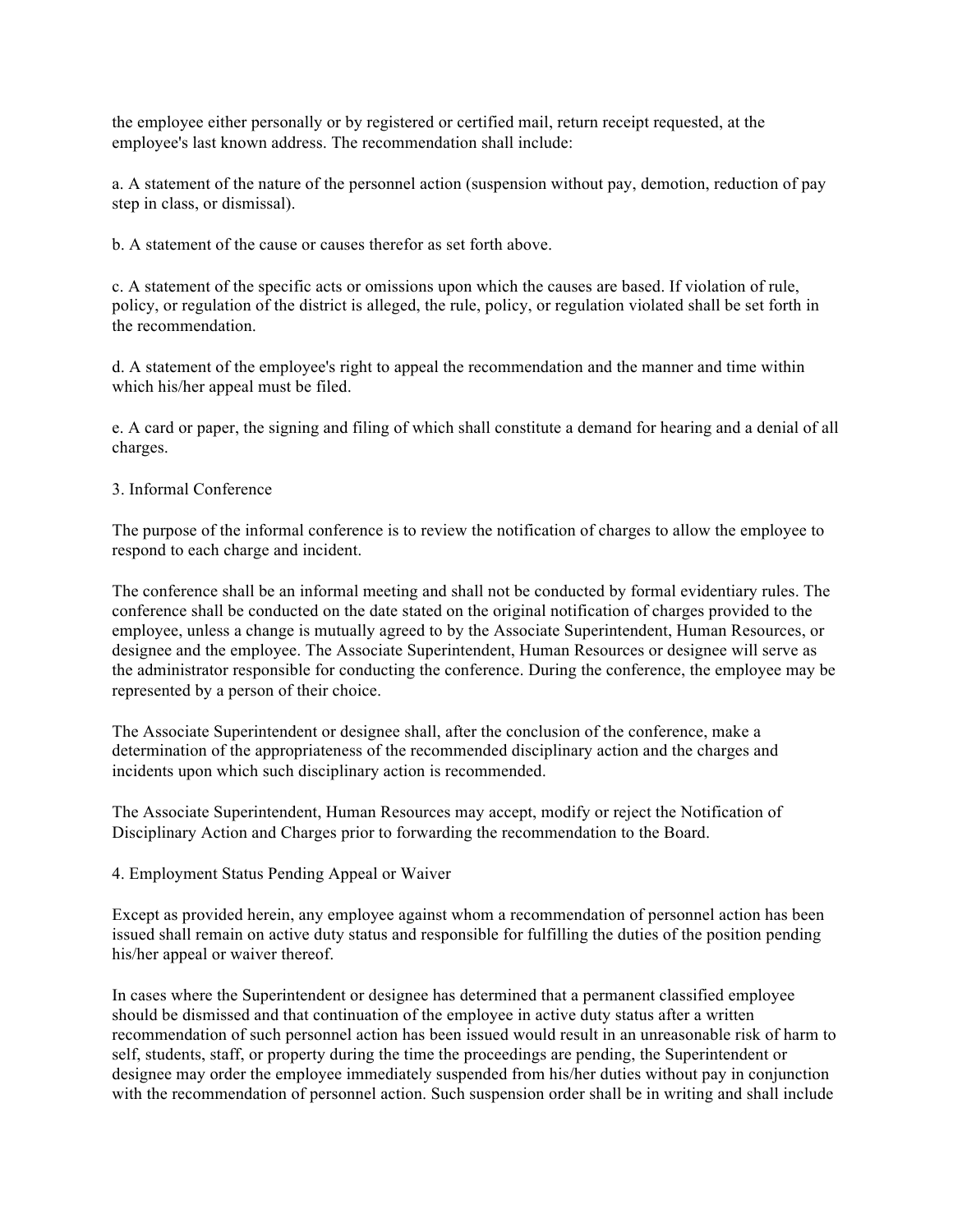the employee either personally or by registered or certified mail, return receipt requested, at the employee's last known address. The recommendation shall include:

a. A statement of the nature of the personnel action (suspension without pay, demotion, reduction of pay step in class, or dismissal).

b. A statement of the cause or causes therefor as set forth above.

c. A statement of the specific acts or omissions upon which the causes are based. If violation of rule, policy, or regulation of the district is alleged, the rule, policy, or regulation violated shall be set forth in the recommendation.

d. A statement of the employee's right to appeal the recommendation and the manner and time within which his/her appeal must be filed.

e. A card or paper, the signing and filing of which shall constitute a demand for hearing and a denial of all charges.

3. Informal Conference

The purpose of the informal conference is to review the notification of charges to allow the employee to respond to each charge and incident.

The conference shall be an informal meeting and shall not be conducted by formal evidentiary rules. The conference shall be conducted on the date stated on the original notification of charges provided to the employee, unless a change is mutually agreed to by the Associate Superintendent, Human Resources, or designee and the employee. The Associate Superintendent, Human Resources or designee will serve as the administrator responsible for conducting the conference. During the conference, the employee may be represented by a person of their choice.

The Associate Superintendent or designee shall, after the conclusion of the conference, make a determination of the appropriateness of the recommended disciplinary action and the charges and incidents upon which such disciplinary action is recommended.

The Associate Superintendent, Human Resources may accept, modify or reject the Notification of Disciplinary Action and Charges prior to forwarding the recommendation to the Board.

4. Employment Status Pending Appeal or Waiver

Except as provided herein, any employee against whom a recommendation of personnel action has been issued shall remain on active duty status and responsible for fulfilling the duties of the position pending his/her appeal or waiver thereof.

In cases where the Superintendent or designee has determined that a permanent classified employee should be dismissed and that continuation of the employee in active duty status after a written recommendation of such personnel action has been issued would result in an unreasonable risk of harm to self, students, staff, or property during the time the proceedings are pending, the Superintendent or designee may order the employee immediately suspended from his/her duties without pay in conjunction with the recommendation of personnel action. Such suspension order shall be in writing and shall include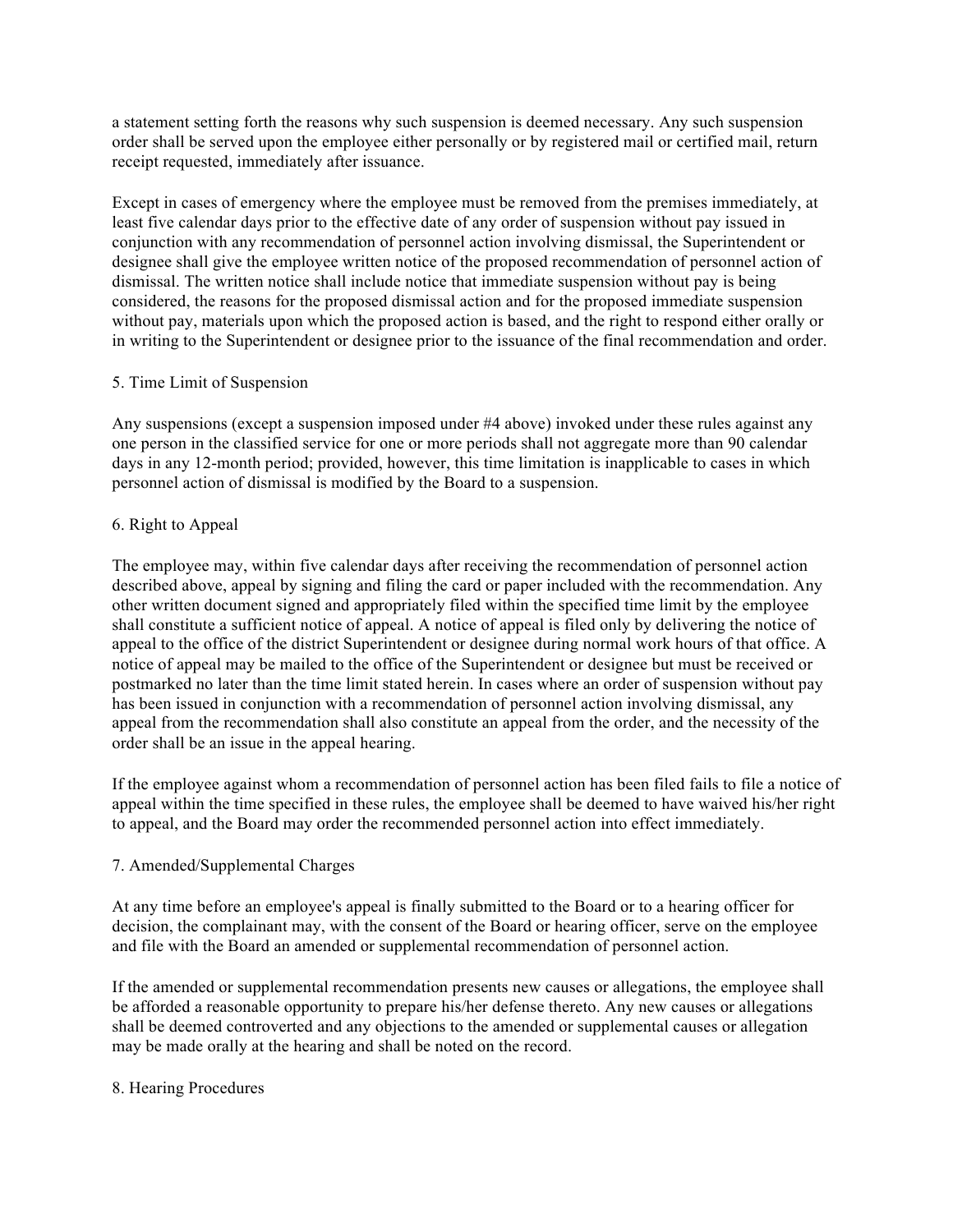a statement setting forth the reasons why such suspension is deemed necessary. Any such suspension order shall be served upon the employee either personally or by registered mail or certified mail, return receipt requested, immediately after issuance.

Except in cases of emergency where the employee must be removed from the premises immediately, at least five calendar days prior to the effective date of any order of suspension without pay issued in conjunction with any recommendation of personnel action involving dismissal, the Superintendent or designee shall give the employee written notice of the proposed recommendation of personnel action of dismissal. The written notice shall include notice that immediate suspension without pay is being considered, the reasons for the proposed dismissal action and for the proposed immediate suspension without pay, materials upon which the proposed action is based, and the right to respond either orally or in writing to the Superintendent or designee prior to the issuance of the final recommendation and order.

5. Time Limit of Suspension

Any suspensions (except a suspension imposed under #4 above) invoked under these rules against any one person in the classified service for one or more periods shall not aggregate more than 90 calendar days in any 12-month period; provided, however, this time limitation is inapplicable to cases in which personnel action of dismissal is modified by the Board to a suspension.

6. Right to Appeal

The employee may, within five calendar days after receiving the recommendation of personnel action described above, appeal by signing and filing the card or paper included with the recommendation. Any other written document signed and appropriately filed within the specified time limit by the employee shall constitute a sufficient notice of appeal. A notice of appeal is filed only by delivering the notice of appeal to the office of the district Superintendent or designee during normal work hours of that office. A notice of appeal may be mailed to the office of the Superintendent or designee but must be received or postmarked no later than the time limit stated herein. In cases where an order of suspension without pay has been issued in conjunction with a recommendation of personnel action involving dismissal, any appeal from the recommendation shall also constitute an appeal from the order, and the necessity of the order shall be an issue in the appeal hearing.

If the employee against whom a recommendation of personnel action has been filed fails to file a notice of appeal within the time specified in these rules, the employee shall be deemed to have waived his/her right to appeal, and the Board may order the recommended personnel action into effect immediately.

7. Amended/Supplemental Charges

At any time before an employee's appeal is finally submitted to the Board or to a hearing officer for decision, the complainant may, with the consent of the Board or hearing officer, serve on the employee and file with the Board an amended or supplemental recommendation of personnel action.

If the amended or supplemental recommendation presents new causes or allegations, the employee shall be afforded a reasonable opportunity to prepare his/her defense thereto. Any new causes or allegations shall be deemed controverted and any objections to the amended or supplemental causes or allegation may be made orally at the hearing and shall be noted on the record.

8. Hearing Procedures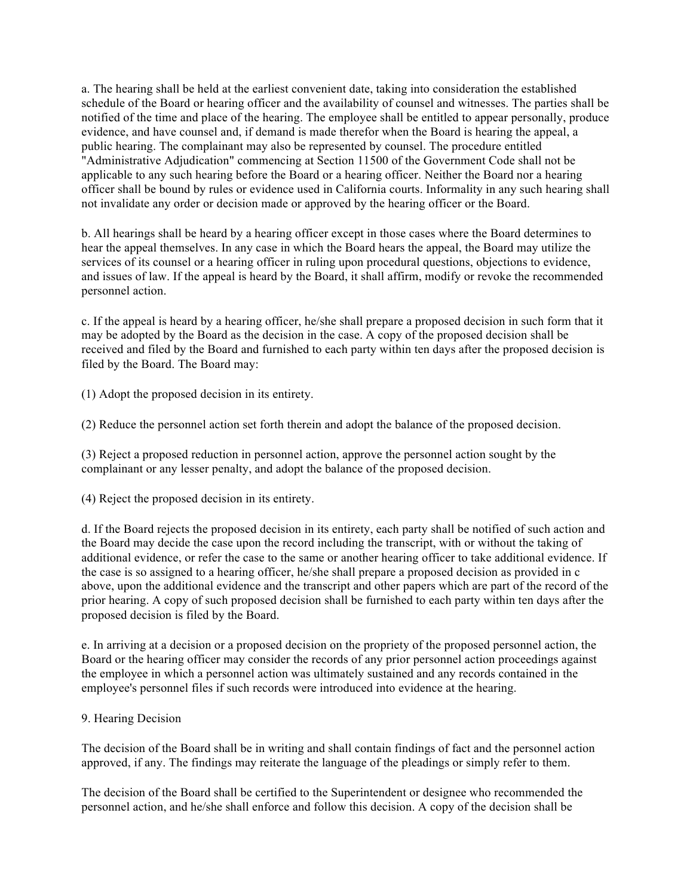a. The hearing shall be held at the earliest convenient date, taking into consideration the established schedule of the Board or hearing officer and the availability of counsel and witnesses. The parties shall be notified of the time and place of the hearing. The employee shall be entitled to appear personally, produce evidence, and have counsel and, if demand is made therefor when the Board is hearing the appeal, a public hearing. The complainant may also be represented by counsel. The procedure entitled "Administrative Adjudication" commencing at Section 11500 of the Government Code shall not be applicable to any such hearing before the Board or a hearing officer. Neither the Board nor a hearing officer shall be bound by rules or evidence used in California courts. Informality in any such hearing shall not invalidate any order or decision made or approved by the hearing officer or the Board.

b. All hearings shall be heard by a hearing officer except in those cases where the Board determines to hear the appeal themselves. In any case in which the Board hears the appeal, the Board may utilize the services of its counsel or a hearing officer in ruling upon procedural questions, objections to evidence, and issues of law. If the appeal is heard by the Board, it shall affirm, modify or revoke the recommended personnel action.

c. If the appeal is heard by a hearing officer, he/she shall prepare a proposed decision in such form that it may be adopted by the Board as the decision in the case. A copy of the proposed decision shall be received and filed by the Board and furnished to each party within ten days after the proposed decision is filed by the Board. The Board may:

(1) Adopt the proposed decision in its entirety.

(2) Reduce the personnel action set forth therein and adopt the balance of the proposed decision.

(3) Reject a proposed reduction in personnel action, approve the personnel action sought by the complainant or any lesser penalty, and adopt the balance of the proposed decision.

(4) Reject the proposed decision in its entirety.

d. If the Board rejects the proposed decision in its entirety, each party shall be notified of such action and the Board may decide the case upon the record including the transcript, with or without the taking of additional evidence, or refer the case to the same or another hearing officer to take additional evidence. If the case is so assigned to a hearing officer, he/she shall prepare a proposed decision as provided in c above, upon the additional evidence and the transcript and other papers which are part of the record of the prior hearing. A copy of such proposed decision shall be furnished to each party within ten days after the proposed decision is filed by the Board.

e. In arriving at a decision or a proposed decision on the propriety of the proposed personnel action, the Board or the hearing officer may consider the records of any prior personnel action proceedings against the employee in which a personnel action was ultimately sustained and any records contained in the employee's personnel files if such records were introduced into evidence at the hearing.

9. Hearing Decision

The decision of the Board shall be in writing and shall contain findings of fact and the personnel action approved, if any. The findings may reiterate the language of the pleadings or simply refer to them.

The decision of the Board shall be certified to the Superintendent or designee who recommended the personnel action, and he/she shall enforce and follow this decision. A copy of the decision shall be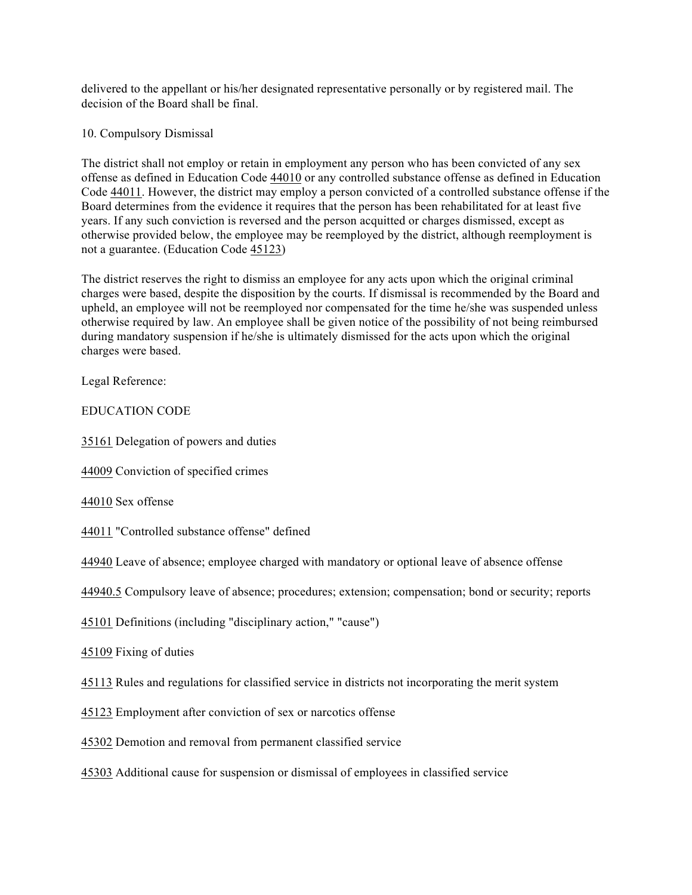delivered to the appellant or his/her designated representative personally or by registered mail. The decision of the Board shall be final.

10. Compulsory Dismissal

The district shall not employ or retain in employment any person who has been convicted of any sex offense as defined in Education Code 44010 or any controlled substance offense as defined in Education Code 44011. However, the district may employ a person convicted of a controlled substance offense if the Board determines from the evidence it requires that the person has been rehabilitated for at least five years. If any such conviction is reversed and the person acquitted or charges dismissed, except as otherwise provided below, the employee may be reemployed by the district, although reemployment is not a guarantee. (Education Code 45123)

The district reserves the right to dismiss an employee for any acts upon which the original criminal charges were based, despite the disposition by the courts. If dismissal is recommended by the Board and upheld, an employee will not be reemployed nor compensated for the time he/she was suspended unless otherwise required by law. An employee shall be given notice of the possibility of not being reimbursed during mandatory suspension if he/she is ultimately dismissed for the acts upon which the original charges were based.

Legal Reference:

EDUCATION CODE

35161 Delegation of powers and duties

44009 Conviction of specified crimes

44010 Sex offense

44011 "Controlled substance offense" defined

44940 Leave of absence; employee charged with mandatory or optional leave of absence offense

44940.5 Compulsory leave of absence; procedures; extension; compensation; bond or security; reports

45101 Definitions (including "disciplinary action," "cause")

45109 Fixing of duties

45113 Rules and regulations for classified service in districts not incorporating the merit system

45123 Employment after conviction of sex or narcotics offense

45302 Demotion and removal from permanent classified service

45303 Additional cause for suspension or dismissal of employees in classified service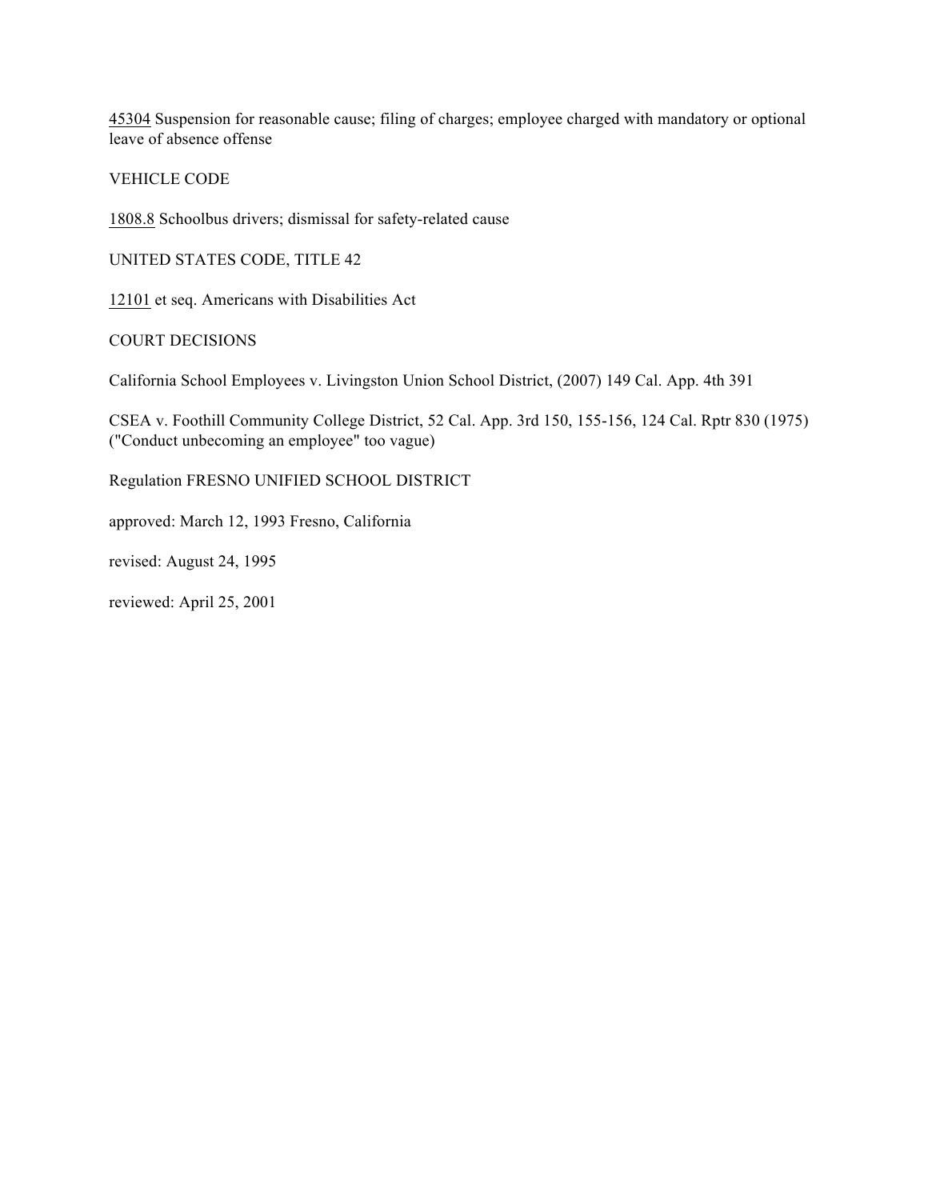45304 Suspension for reasonable cause; filing of charges; employee charged with mandatory or optional leave of absence offense

VEHICLE CODE

1808.8 Schoolbus drivers; dismissal for safety-related cause

UNITED STATES CODE, TITLE 42

12101 et seq. Americans with Disabilities Act

COURT DECISIONS

California School Employees v. Livingston Union School District, (2007) 149 Cal. App. 4th 391

CSEA v. Foothill Community College District, 52 Cal. App. 3rd 150, 155-156, 124 Cal. Rptr 830 (1975) ("Conduct unbecoming an employee" too vague)

Regulation FRESNO UNIFIED SCHOOL DISTRICT

approved: March 12, 1993 Fresno, California

revised: August 24, 1995

reviewed: April 25, 2001